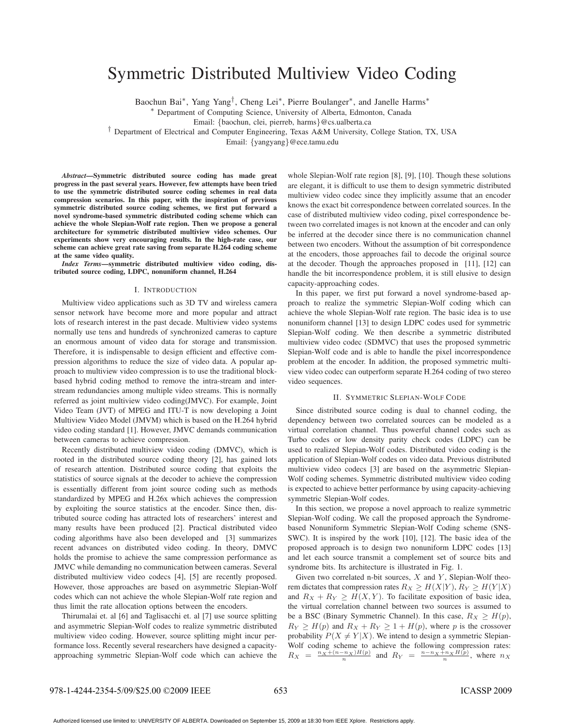# Symmetric Distributed Multiview Video Coding

Baochun Bai*, Yang Yang†, Cheng Lei*, Pierre Boulanger*, and Janelle Harms*

* Department of Computing Science, University of Alberta, Edmonton, Canada

Email: {baochun, clei, pierreb, harms}@cs.ualberta.ca

† Department of Electrical and Computer Engineering, Texas A&M University, College Station, TX, USA

Email: {yangyang}@ece.tamu.edu

***Abstract*—Symmetric distributed source coding has made great progress in the past several years. However, few attempts have been tried to use the symmetric distributed source coding schemes in real data compression scenarios. In this paper, with the inspiration of previous symmetric distributed source coding schemes, we first put forward a novel syndrome-based symmetric distributed coding scheme which can achieve the whole Slepian-Wolf rate region. Then we propose a general architecture for symmetric distributed multiview video schemes. Our experiments show very encouraging results. In the high-rate case, our scheme can achieve great rate saving from separate H.264 coding scheme at the same video quality.**

***Index Terms*—symmetric distributed multiview video coding, distributed source coding, LDPC, nonuniform channel, H.264**

## I. Introduction

Multiview video applications such as 3D TV and wireless camera sensor network have become more and more popular and attract lots of research interest in the past decade. Multiview video systems normally use tens and hundreds of synchronized cameras to capture an enormous amount of video data for storage and transmission. Therefore, it is indispensable to design efficient and effective compression algorithms to reduce the size of video data. A popular approach to multiview video compression is to use the traditional block-based hybrid coding method to remove the intra-stream and inter-stream redundancies among multiple video streams. This is normally referred as joint multiview video coding(JMVC). For example, Joint Video Team (JVT) of MPEG and ITU-T is now developing a Joint Multiview Video Model (JMVM) which is based on the H.264 hybrid video coding standard [1]. However, JMVC demands communication between cameras to achieve compression.

Recently distributed multiview video coding (DMVC), which is rooted in the distributed source coding theory [2], has gained lots of research attention. Distributed source coding that exploits the statistics of source signals at the decoder to achieve the compression is essentially different from joint source coding such as methods standardized by MPEG and H.26x which achieves the compression by exploiting the source statistics at the encoder. Since then, distributed source coding has attracted lots of researchers' interest and many results have been produced [2]. Practical distributed video coding algorithms have also been developed and [3] summarizes recent advances on distributed video coding. In theory, DMVC holds the promise to achieve the same compression performance as JMVC while demanding no communication between cameras. Several distributed multiview video codecs [4], [5] are recently proposed. However, those approaches are based on asymmetric Slepian-Wolf codes which can not achieve the whole Slepian-Wolf rate region and thus limit the rate allocation options between the encoders.

Thirumalai et. al [6] and Taglisacchi et. al [7] use source splitting and asymmetric Slepian-Wolf codes to realize symmetric distributed multiview video coding. However, source splitting might incur performance loss. Recently several researchers have designed a capacity-approaching symmetric Slepian-Wolf code which can achieve the whole Slepian-Wolf rate region [8], [9], [10]. Though these solutions are elegant, it is difficult to use them to design symmetric distributed multiview video codec since they implicitly assume that an encoder knows the exact bit correspondence between correlated sources. In the case of distributed multiview video coding, pixel correspondence between two correlated images is not known at the encoder and can only be inferred at the decoder since there is no communication channel between two encoders. Without the assumption of bit correspondence at the encoders, those approaches fail to decode the original source at the decoder. Though the approaches proposed in [11], [12] can handle the bit incorrespondence problem, it is still elusive to design capacity-approaching codes.

In this paper, we first put forward a novel syndrome-based approach to realize the symmetric Slepian-Wolf coding which can achieve the whole Slepian-Wolf rate region. The basic idea is to use nonuniform channel [13] to design LDPC codes used for symmetric Slepian-Wolf coding. We then describe a symmetric distributed multiview video codec (SDMVC) that uses the proposed symmetric Slepian-Wolf code and is able to handle the pixel incorrespondence problem at the encoder. In addition, the proposed symmetric multiview video codec can outperform separate H.264 coding of two stereo video sequences.

## II. Symmetric Slepian-Wolf Code

Since distributed source coding is dual to channel coding, the dependency between two correlated sources can be modeled as a virtual correlation channel. Thus powerful channel codes such as Turbo codes or low density parity check codes (LDPC) can be used to realized Slepian-Wolf codes. Distributed video coding is the application of Slepian-Wolf codes on video data. Previous distributed multiview video codecs [3] are based on the asymmetric Slepian-Wolf coding schemes. Symmetric distributed multiview video coding is expected to achieve better performance by using capacity-achieving symmetric Slepian-Wolf codes.

In this section, we propose a novel approach to realize symmetric Slepian-Wolf coding. We call the proposed approach the Syndrome-based Nonuniform Symmetric Slepian-Wolf Coding scheme (SNS-SWC). It is inspired by the work [10], [12]. The basic idea of the proposed approach is to design two nonuniform LDPC codes [13] and let each source transmit a complement set of source bits and syndrome bits. Its architecture is illustrated in Fig. 1.

Given two correlated n-bit sources, $X$ and $Y$, Slepian-Wolf theorem dictates that compression rates $R_X \geq H(X|Y)$, $R_Y \geq H(Y|X)$ and $R_X + R_Y \geq H(X,Y)$. To facilitate exposition of basic idea, the virtual correlation channel between two sources is assumed to be a BSC (Binary Symmetric Channel). In this case, $R_X \geq H(p)$, $R_Y \geq H(p)$ and $R_X + R_Y \geq 1 + H(p)$, where $p$ is the crossover probability $P(X \neq Y|X)$. We intend to design a symmetric Slepian-Wolf coding scheme to achieve the following compression rates: $R_X = \frac{n_X + (n-n_X)H(p)}{n}$ and $R_Y = \frac{n-n_X+n_X H(p)}{n}$, where $n_X$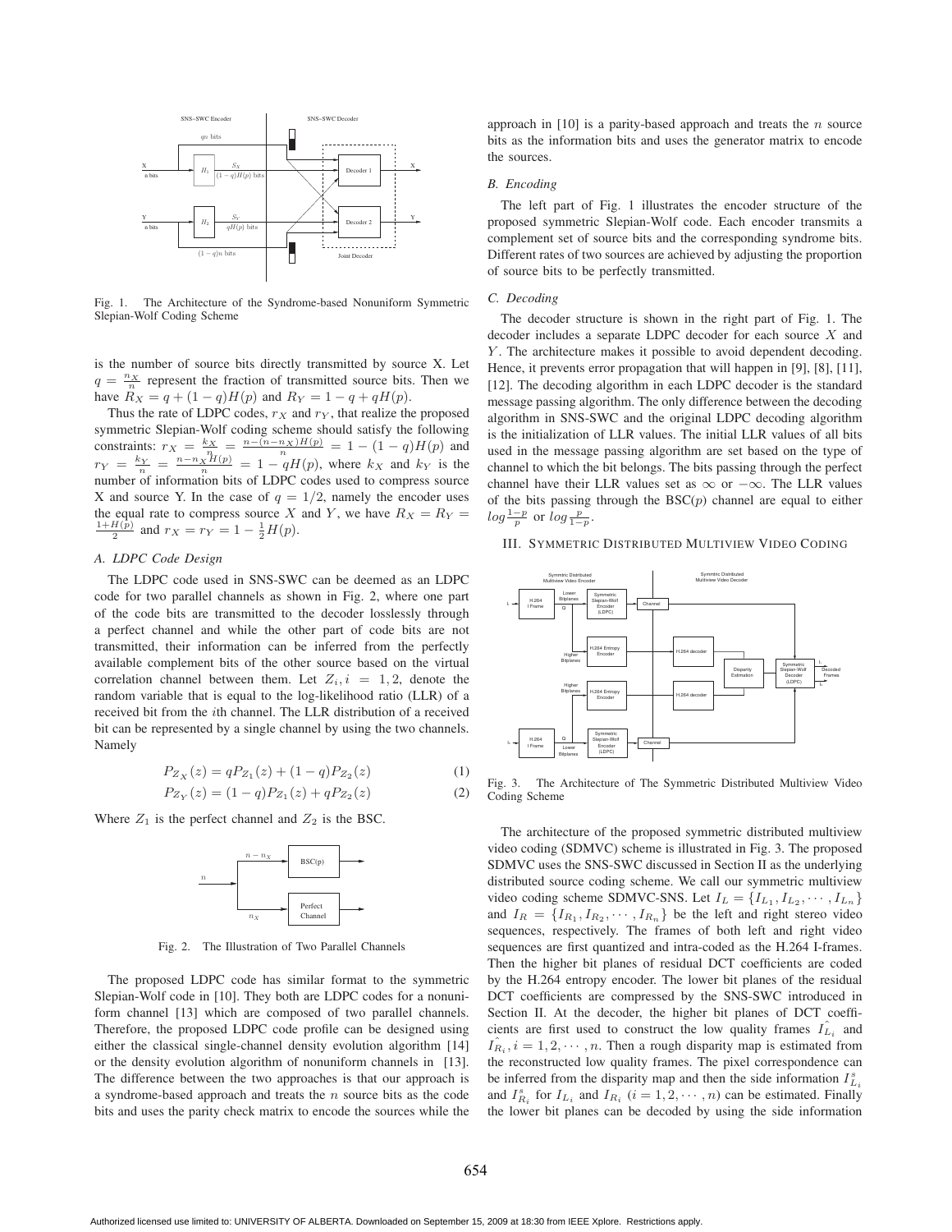Fig. 1. The Architecture of the Syndrome-based Nonuniform Symmetric Slepian-Wolf Coding Scheme

is the number of source bits directly transmitted by source X. Let $q = \frac{n_X}{n}$ represent the fraction of transmitted source bits. Then we have $R_X = q + (1-q)H(p)$ and $R_Y = 1 - q + qH(p)$.

Thus the rate of LDPC codes, $r_X$ and $r_Y$, that realize the proposed symmetric Slepian-Wolf coding scheme should satisfy the following constraints: $r_X = \frac{k_X}{n} = \frac{n-(n-n_X)H(p)}{n} = 1-(1-q)H(p)$ and $r_Y = \frac{k_Y}{n} = \frac{n-n_X H(p)}{n} = 1 - qH(p)$, where $k_X$ and $k_Y$ is the number of information bits of LDPC codes used to compress source X and source Y. In the case of $q = 1/2$, namely the encoder uses the equal rate to compress source $X$ and $Y$, we have $R_X = R_Y = \frac{1+H(p)}{2}$ and $r_X = r_Y = 1 - \frac{1}{2}H(p)$.

### A. LDPC Code Design

The LDPC code used in SNS-SWC can be deemed as an LDPC code for two parallel channels as shown in Fig. 2, where one part of the code bits are transmitted to the decoder losslessly through a perfect channel and while the other part of code bits are not transmitted, their information can be inferred from the perfectly available complement bits of the other source based on the virtual correlation channel between them. Let $Z_i, i = 1, 2$, denote the random variable that is equal to the log-likelihood ratio (LLR) of a received bit from the $i$th channel. The LLR distribution of a received bit can be represented by a single channel by using the two channels. Namely

$$P_{Z_X}(z) = qP_{Z_1}(z) + (1-q)P_{Z_2}(z) \tag{1}$$

$$P_{Z_Y}(z) = (1-q)P_{Z_1}(z) + qP_{Z_2}(z) \tag{2}$$

Where $Z_1$ is the perfect channel and $Z_2$ is the BSC.

Fig. 2. The Illustration of Two Parallel Channels

The proposed LDPC code has similar format to the symmetric Slepian-Wolf code in [10]. They both are LDPC codes for a nonuniform channel [13] which are composed of two parallel channels. Therefore, the proposed LDPC code profile can be designed using either the classical single-channel density evolution algorithm [14] or the density evolution algorithm of nonuniform channels in [13]. The difference between the two approaches is that our approach is a syndrome-based approach and treats the $n$ source bits as the code bits and uses the parity check matrix to encode the sources while the approach in [10] is a parity-based approach and treats the $n$ source bits as the information bits and uses the generator matrix to encode the sources.

### B. Encoding

The left part of Fig. 1 illustrates the encoder structure of the proposed symmetric Slepian-Wolf code. Each encoder transmits a complement set of source bits and the corresponding syndrome bits. Different rates of two sources are achieved by adjusting the proportion of source bits to be perfectly transmitted.

### C. Decoding

The decoder structure is shown in the right part of Fig. 1. The decoder includes a separate LDPC decoder for each source $X$ and $Y$. The architecture makes it possible to avoid dependent decoding. Hence, it prevents error propagation that will happen in [9], [8], [11], [12]. The decoding algorithm in each LDPC decoder is the standard message passing algorithm. The only difference between the decoding algorithm in SNS-SWC and the original LDPC decoding algorithm is the initialization of LLR values. The initial LLR values of all bits used in the message passing algorithm are set based on the type of channel to which the bit belongs. The bits passing through the perfect channel have their LLR values set as $\infty$ or $-\infty$. The LLR values of the bits passing through the BSC($p$) channel are equal to either $log\frac{1-p}{p}$ or $log\frac{p}{1-p}$.

## III. Symmetric Distributed Multiview Video Coding

Fig. 3. The Architecture of The Symmetric Distributed Multiview Video Coding Scheme

The architecture of the proposed symmetric distributed multiview video coding (SDMVC) scheme is illustrated in Fig. 3. The proposed SDMVC uses the SNS-SWC discussed in Section II as the underlying distributed source coding scheme. We call our symmetric multiview video coding scheme SDMVC-SNS. Let $I_L = \{I_{L_1}, I_{L_2}, \cdots, I_{L_n}\}$ and $I_R = \{I_{R_1}, I_{R_2}, \cdots, I_{R_n}\}$ be the left and right stereo video sequences, respectively. The frames of both left and right video sequences are first quantized and intra-coded as the H.264 I-frames. Then the higher bit planes of residual DCT coefficients are coded by the H.264 entropy encoder. The lower bit planes of the residual DCT coefficients are compressed by the SNS-SWC introduced in Section II. At the decoder, the higher bit planes of DCT coefficients are first used to construct the low quality frames $\hat{I_{L_i}}$ and $\hat{I_{R_i}}, i = 1, 2, \cdots, n$. Then a rough disparity map is estimated from the reconstructed low quality frames. The pixel correspondence can be inferred from the disparity map and then the side information $I^s_{L_i}$ and $I^s_{R_i}$ for $I_{L_i}$ and $I_{R_i}$ $(i = 1, 2, \cdots, n)$ can be estimated. Finally the lower bit planes can be decoded by using the side information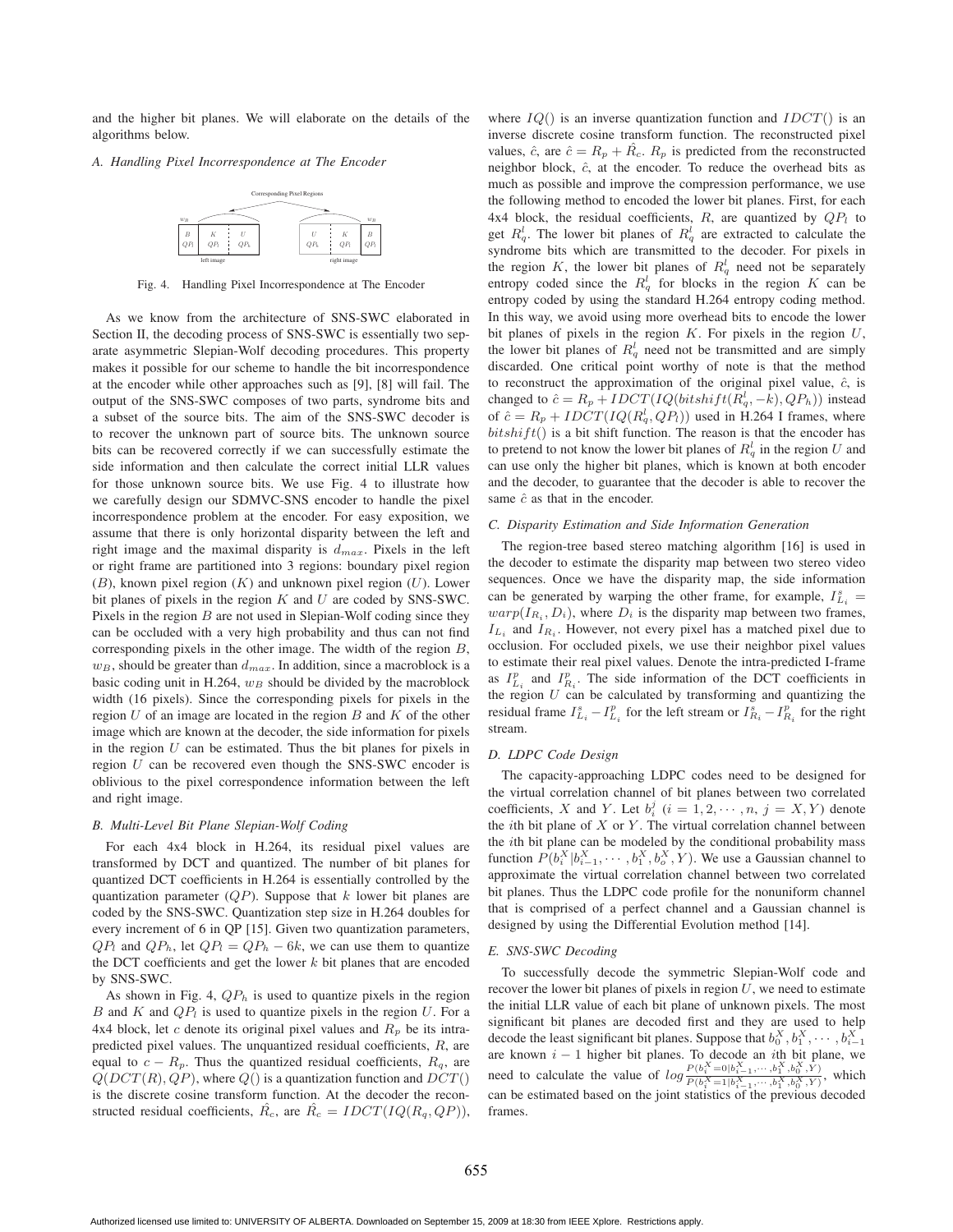and the higher bit planes. We will elaborate on the details of the algorithms below.

### *A. Handling Pixel Incorrespondence at The Encoder*

Fig. 4. Handling Pixel Incorrespondence at The Encoder

As we know from the architecture of SNS-SWC elaborated in Section II, the decoding process of SNS-SWC is essentially two separate asymmetric Slepian-Wolf decoding procedures. This property makes it possible for our scheme to handle the bit incorrespondence at the encoder while other approaches such as [9], [8] will fail. The output of the SNS-SWC composes of two parts, syndrome bits and a subset of the source bits. The aim of the SNS-SWC decoder is to recover the unknown part of source bits. The unknown source bits can be recovered correctly if we can successfully estimate the side information and then calculate the correct initial LLR values for those unknown source bits. We use Fig. 4 to illustrate how we carefully design our SDMVC-SNS encoder to handle the pixel incorrespondence problem at the encoder. For easy exposition, we assume that there is only horizontal disparity between the left and right image and the maximal disparity is $d_{max}$. Pixels in the left or right frame are partitioned into 3 regions: boundary pixel region ($B$), known pixel region ($K$) and unknown pixel region ($U$). Lower bit planes of pixels in the region $K$ and $U$ are coded by SNS-SWC. Pixels in the region $B$ are not used in Slepian-Wolf coding since they can be occluded with a very high probability and thus can not find corresponding pixels in the other image. The width of the region $B$, $w_B$, should be greater than $d_{max}$. In addition, since a macroblock is a basic coding unit in H.264, $w_B$ should be divided by the macroblock width (16 pixels). Since the corresponding pixels for pixels in the region $U$ of an image are located in the region $B$ and $K$ of the other image which are known at the decoder, the side information for pixels in the region $U$ can be estimated. Thus the bit planes for pixels in region $U$ can be recovered even though the SNS-SWC encoder is oblivious to the pixel correspondence information between the left and right image.

### *B. Multi-Level Bit Plane Slepian-Wolf Coding*

For each 4x4 block in H.264, its residual pixel values are transformed by DCT and quantized. The number of bit planes for quantized DCT coefficients in H.264 is essentially controlled by the quantization parameter ($QP$). Suppose that $k$ lower bit planes are coded by the SNS-SWC. Quantization step size in H.264 doubles for every increment of 6 in QP [15]. Given two quantization parameters, $QP_l$ and $QP_h$, let $QP_l = QP_h - 6k$, we can use them to quantize the DCT coefficients and get the lower $k$ bit planes that are encoded by SNS-SWC.

As shown in Fig. 4, $QP_h$ is used to quantize pixels in the region $B$ and $K$ and $QP_l$ is used to quantize pixels in the region $U$. For a 4x4 block, let $c$ denote its original pixel values and $R_p$ be its intra-predicted pixel values. The unquantized residual coefficients, $R$, are equal to $c - R_p$. Thus the quantized residual coefficients, $R_q$, are $Q(DCT(R), QP)$, where $Q()$ is a quantization function and $DCT()$ is the discrete cosine transform function. At the decoder the reconstructed residual coefficients, $\hat{R}_c$, are $\hat{R}_c = IDCT(IQ(R_q, QP))$, where $IQ()$ is an inverse quantization function and $IDCT()$ is an inverse discrete cosine transform function. The reconstructed pixel values, $\hat{c}$, are $\hat{c} = R_p + \hat{R}_c$. $R_p$ is predicted from the reconstructed neighbor block, $\hat{c}$, at the encoder. To reduce the overhead bits as much as possible and improve the compression performance, we use the following method to encoded the lower bit planes. First, for each 4x4 block, the residual coefficients, $R$, are quantized by $QP_l$ to get $R_q^l$. The lower bit planes of $R_q^l$ are extracted to calculate the syndrome bits which are transmitted to the decoder. For pixels in the region $K$, the lower bit planes of $R_q^l$ need not be separately entropy coded since the $R_q^l$ for blocks in the region $K$ can be entropy coded by using the standard H.264 entropy coding method. In this way, we avoid using more overhead bits to encode the lower bit planes of pixels in the region $K$. For pixels in the region $U$, the lower bit planes of $R_q^l$ need not be transmitted and are simply discarded. One critical point worthy of note is that the method to reconstruct the approximation of the original pixel value, $\hat{c}$, is changed to $\hat{c} = R_p + IDCT(IQ(bitshift(R_q^l, -k), QP_h))$ instead of $\hat{c} = R_p + IDCT(IQ(R_q^l, QP_l))$ used in H.264 I frames, where $bitshift()$ is a bit shift function. The reason is that the encoder has to pretend to not know the lower bit planes of $R_q^l$ in the region $U$ and can use only the higher bit planes, which is known at both encoder and the decoder, to guarantee that the decoder is able to recover the same $\hat{c}$ as that in the encoder.

### *C. Disparity Estimation and Side Information Generation*

The region-tree based stereo matching algorithm [16] is used in the decoder to estimate the disparity map between two stereo video sequences. Once we have the disparity map, the side information can be generated by warping the other frame, for example, $I_{L_i}^s = warp(I_{R_i}, D_i)$, where $D_i$ is the disparity map between two frames, $I_{L_i}$ and $I_{R_i}$. However, not every pixel has a matched pixel due to occlusion. For occluded pixels, we use their neighbor pixel values to estimate their real pixel values. Denote the intra-predicted I-frame as $I_{L_i}^p$ and $I_{R_i}^p$. The side information of the DCT coefficients in the region $U$ can be calculated by transforming and quantizing the residual frame $I_{L_i}^s - I_{L_i}^p$ for the left stream or $I_{R_i}^s - I_{R_i}^p$ for the right stream.

### *D. LDPC Code Design*

The capacity-approaching LDPC codes need to be designed for the virtual correlation channel of bit planes between two correlated coefficients, $X$ and $Y$. Let $b_i^j$ $(i = 1, 2, \cdots, n,\ j = X, Y)$ denote the $i$th bit plane of $X$ or $Y$. The virtual correlation channel between the $i$th bit plane can be modeled by the conditional probability mass function $P(b_i^X | b_{i-1}^X, \cdots, b_1^X, b_o^X, Y)$. We use a Gaussian channel to approximate the virtual correlation channel between two correlated bit planes. Thus the LDPC code profile for the nonuniform channel that is comprised of a perfect channel and a Gaussian channel is designed by using the Differential Evolution method [14].

### *E. SNS-SWC Decoding*

To successfully decode the symmetric Slepian-Wolf code and recover the lower bit planes of pixels in region $U$, we need to estimate the initial LLR value of each bit plane of unknown pixels. The most significant bit planes are decoded first and they are used to help decode the least significant bit planes. Suppose that $b_0^X, b_1^X, \cdots, b_{i-1}^X$ are known $i-1$ higher bit planes. To decode an $i$th bit plane, we need to calculate the value of $log\frac{P(b_i^X=0|b_{i-1}^X,\cdots,b_1^X,b_0^X,Y)}{P(b_i^X=1|b_{i-1}^X,\cdots,b_1^X,b_0^X,Y)}$, which can be estimated based on the joint statistics of the previous decoded frames.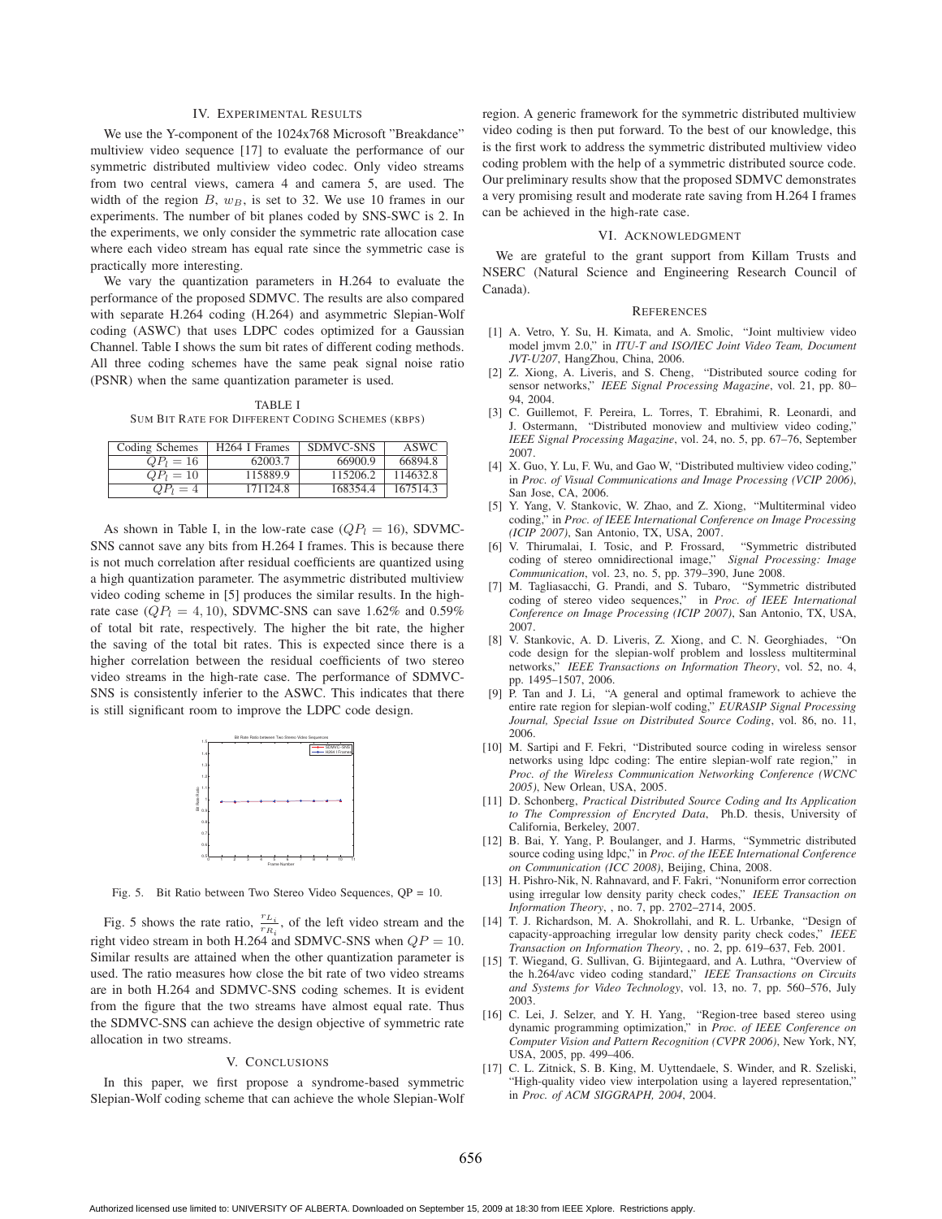## IV. Experimental Results

We use the Y-component of the 1024x768 Microsoft "Breakdance" multiview video sequence [17] to evaluate the performance of our symmetric distributed multiview video codec. Only video streams from two central views, camera 4 and camera 5, are used. The width of the region $B$, $w_B$, is set to 32. We use 10 frames in our experiments. The number of bit planes coded by SNS-SWC is 2. In the experiments, we only consider the symmetric rate allocation case where each video stream has equal rate since the symmetric case is practically more interesting.

We vary the quantization parameters in H.264 to evaluate the performance of the proposed SDMVC. The results are also compared with separate H.264 coding (H.264) and asymmetric Slepian-Wolf coding (ASWC) that uses LDPC codes optimized for a Gaussian Channel. Table I shows the sum bit rates of different coding methods. All three coding schemes have the same peak signal noise ratio (PSNR) when the same quantization parameter is used.

TABLE I
Sum Bit Rate for Different Coding Schemes (kbps)

| Coding Schemes | H264 I Frames | SDMVC-SNS | ASWC |
|---|---|---|---|
| $QP_l = 16$ | 62003.7 | 66900.9 | 66894.8 |
| $QP_l = 10$ | 115889.9 | 115206.2 | 114632.8 |
| $QP_l = 4$ | 171124.8 | 168354.4 | 167514.3 |

As shown in Table I, in the low-rate case ($QP_l = 16$), SDVMC-SNS cannot save any bits from H.264 I frames. This is because there is not much correlation after residual coefficients are quantized using a high quantization parameter. The asymmetric distributed multiview video coding scheme in [5] produces the similar results. In the high-rate case ($QP_l = 4, 10$), SDVMC-SNS can save 1.62% and 0.59% of total bit rate, respectively. The higher the bit rate, the higher the saving of the total bit rates. This is expected since there is a higher correlation between the residual coefficients of two stereo video streams in the high-rate case. The performance of SDMVC-SNS is consistently inferier to the ASWC. This indicates that there is still significant room to improve the LDPC code design.

Bit Rate Ratio between Two Stereo Video Sequences
SDMVC-SNS
H264 I Frames
Bit Rate Ratio
Frame Number

Fig. 5. Bit Ratio between Two Stereo Video Sequences, QP = 10.

Fig. 5 shows the rate ratio, $\frac{r_{L_i}}{r_{R_i}}$, of the left video stream and the right video stream in both H.264 and SDMVC-SNS when $QP = 10$. Similar results are attained when the other quantization parameter is used. The ratio measures how close the bit rate of two video streams are in both H.264 and SDMVC-SNS coding schemes. It is evident from the figure that the two streams have almost equal rate. Thus the SDMVC-SNS can achieve the design objective of symmetric rate allocation in two streams.

## V. Conclusions

In this paper, we first propose a syndrome-based symmetric Slepian-Wolf coding scheme that can achieve the whole Slepian-Wolf region. A generic framework for the symmetric distributed multiview video coding is then put forward. To the best of our knowledge, this is the first work to address the symmetric distributed multiview video coding problem with the help of a symmetric distributed source code. Our preliminary results show that the proposed SDMVC demonstrates a very promising result and moderate rate saving from H.264 I frames can be achieved in the high-rate case.

## VI. Acknowledgment

We are grateful to the grant support from Killam Trusts and NSERC (Natural Science and Engineering Research Council of Canada).

## References

[1] A. Vetro, Y. Su, H. Kimata, and A. Smolic, "Joint multiview video model jmvm 2.0," in *ITU-T and ISO/IEC Joint Video Team, Document JVT-U207*, HangZhou, China, 2006.

[2] Z. Xiong, A. Liveris, and S. Cheng, "Distributed source coding for sensor networks," *IEEE Signal Processing Magazine*, vol. 21, pp. 80–94, 2004.

[3] C. Guillemot, F. Pereira, L. Torres, T. Ebrahimi, R. Leonardi, and J. Ostermann, "Distributed monoview and multiview video coding," *IEEE Signal Processing Magazine*, vol. 24, no. 5, pp. 67–76, September 2007.

[4] X. Guo, Y. Lu, F. Wu, and Gao W, "Distributed multiview video coding," in *Proc. of Visual Communications and Image Processing (VCIP 2006)*, San Jose, CA, 2006.

[5] Y. Yang, V. Stankovic, W. Zhao, and Z. Xiong, "Multiterminal video coding," in *Proc. of IEEE International Conference on Image Processing (ICIP 2007)*, San Antonio, TX, USA, 2007.

[6] V. Thirumalai, I. Tosic, and P. Frossard, "Symmetric distributed coding of stereo omnidirectional image," *Signal Processing: Image Communication*, vol. 23, no. 5, pp. 379–390, June 2008.

[7] M. Tagliasacchi, G. Prandi, and S. Tubaro, "Symmetric distributed coding of stereo video sequences," in *Proc. of IEEE International Conference on Image Processing (ICIP 2007)*, San Antonio, TX, USA, 2007.

[8] V. Stankovic, A. D. Liveris, Z. Xiong, and C. N. Georghiades, "On code design for the slepian-wolf problem and lossless multiterminal networks," *IEEE Transactions on Information Theory*, vol. 52, no. 4, pp. 1495–1507, 2006.

[9] P. Tan and J. Li, "A general and optimal framework to achieve the entire rate region for slepian-wolf coding," *EURASIP Signal Processing Journal, Special Issue on Distributed Source Coding*, vol. 86, no. 11, 2006.

[10] M. Sartipi and F. Fekri, "Distributed source coding in wireless sensor networks using ldpc coding: The entire slepian-wolf rate region," in *Proc. of the Wireless Communication Networking Conference (WCNC 2005)*, New Orlean, USA, 2005.

[11] D. Schonberg, *Practical Distributed Source Coding and Its Application to The Compression of Encryted Data*, Ph.D. thesis, University of California, Berkeley, 2007.

[12] B. Bai, Y. Yang, P. Boulanger, and J. Harms, "Symmetric distributed source coding using ldpc," in *Proc. of the IEEE International Conference on Communication (ICC 2008)*, Beijing, China, 2008.

[13] H. Pishro-Nik, N. Rahnavard, and F. Fakri, "Nonuniform error correction using irregular low density parity check codes," *IEEE Transaction on Information Theory*, , no. 7, pp. 2702–2714, 2005.

[14] T. J. Richardson, M. A. Shokrollahi, and R. L. Urbanke, "Design of capacity-approaching irregular low density parity check codes," *IEEE Transaction on Information Theory*, , no. 2, pp. 619–637, Feb. 2001.

[15] T. Wiegand, G. Sullivan, G. Bijintegaard, and A. Luthra, "Overview of the h.264/avc video coding standard," *IEEE Transactions on Circuits and Systems for Video Technology*, vol. 13, no. 7, pp. 560–576, July 2003.

[16] C. Lei, J. Selzer, and Y. H. Yang, "Region-tree based stereo using dynamic programming optimization," in *Proc. of IEEE Conference on Computer Vision and Pattern Recognition (CVPR 2006)*, New York, NY, USA, 2005, pp. 499–406.

[17] C. L. Zitnick, S. B. King, M. Uyttendaele, S. Winder, and R. Szeliski, "High-quality video view interpolation using a layered representation," in *Proc. of ACM SIGGRAPH, 2004*, 2004.